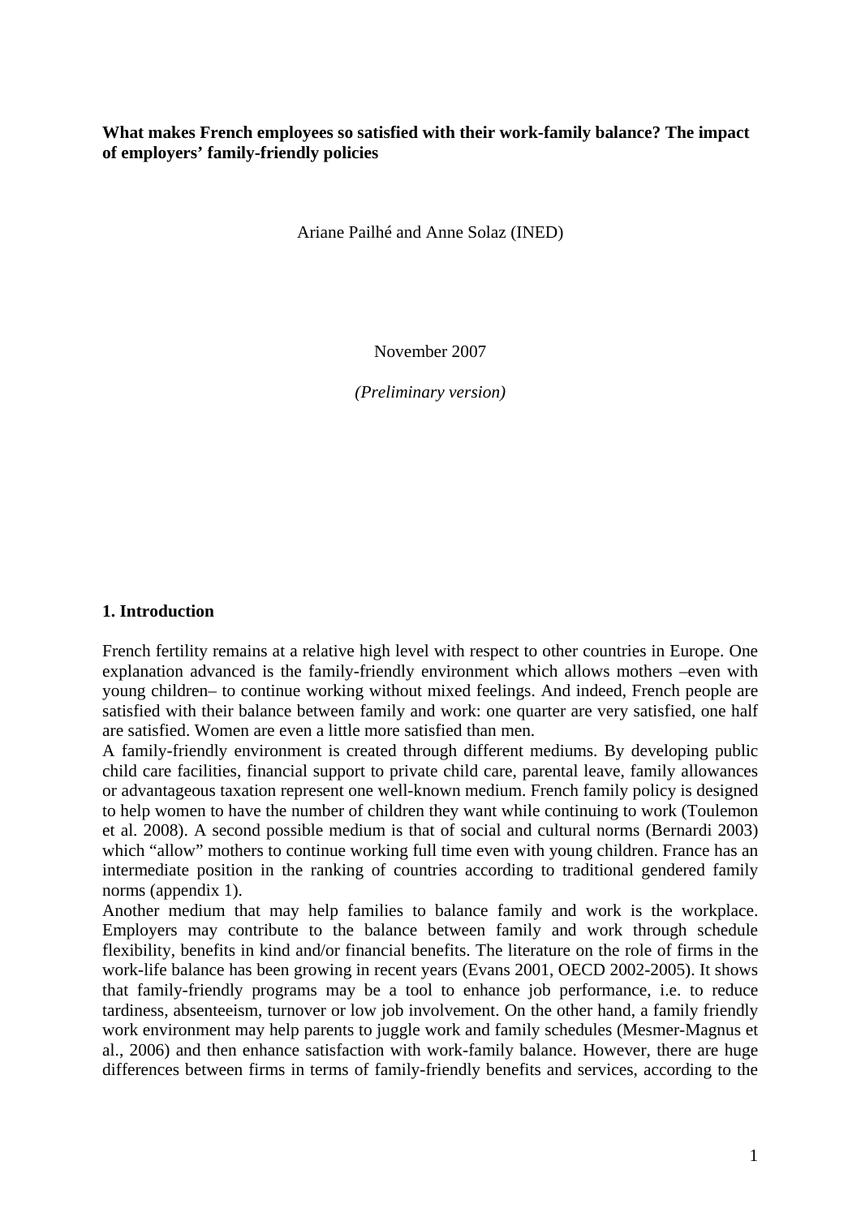**What makes French employees so satisfied with their work-family balance? The impact of employers' family-friendly policies**

Ariane Pailhé and Anne Solaz (INED)

November 2007

*(Preliminary version)*

## 1. Introduction

French fertility remains at a relative high level with respect to other countries in Europe. One explanation advanced is the family-friendly environment which allows mothers –even with young children– to continue working without mixed feelings. And indeed, French people are satisfied with their balance between family and work: one quarter are very satisfied, one half are satisfied. Women are even a little more satisfied than men.

A family-friendly environment is created through different mediums. By developing public child care facilities, financial support to private child care, parental leave, family allowances or advantageous taxation represent one well-known medium. French family policy is designed to help women to have the number of children they want while continuing to work (Toulemon et al. 2008). A second possible medium is that of social and cultural norms (Bernardi 2003) which "allow" mothers to continue working full time even with young children. France has an intermediate position in the ranking of countries according to traditional gendered family norms (appendix 1).

Another medium that may help families to balance family and work is the workplace. Employers may contribute to the balance between family and work through schedule flexibility, benefits in kind and/or financial benefits. The literature on the role of firms in the work-life balance has been growing in recent years (Evans 2001, OECD 2002-2005). It shows that family-friendly programs may be a tool to enhance job performance, i.e. to reduce tardiness, absenteeism, turnover or low job involvement. On the other hand, a family friendly work environment may help parents to juggle work and family schedules (Mesmer-Magnus et al., 2006) and then enhance satisfaction with work-family balance. However, there are huge differences between firms in terms of family-friendly benefits and services, according to the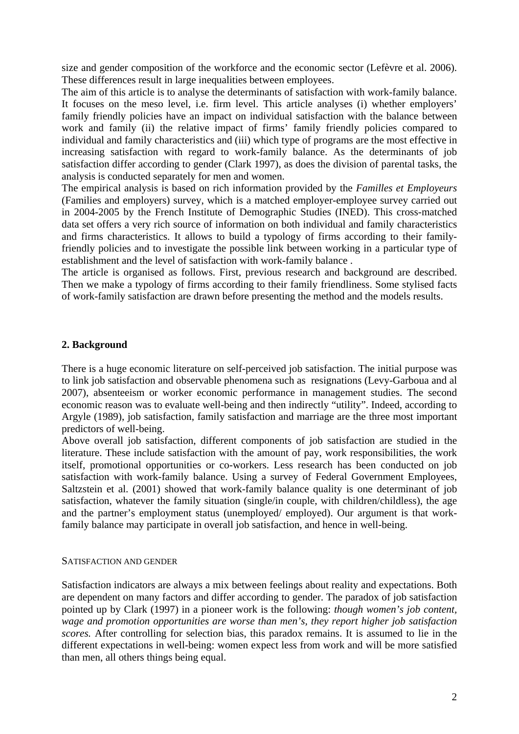size and gender composition of the workforce and the economic sector (Lefèvre et al. 2006). These differences result in large inequalities between employees.

The aim of this article is to analyse the determinants of satisfaction with work-family balance. It focuses on the meso level, i.e. firm level. This article analyses (i) whether employers' family friendly policies have an impact on individual satisfaction with the balance between work and family (ii) the relative impact of firms' family friendly policies compared to individual and family characteristics and (iii) which type of programs are the most effective in increasing satisfaction with regard to work-family balance. As the determinants of job satisfaction differ according to gender (Clark 1997), as does the division of parental tasks, the analysis is conducted separately for men and women.

The empirical analysis is based on rich information provided by the *Familles et Employeurs* (Families and employers) survey, which is a matched employer-employee survey carried out in 2004-2005 by the French Institute of Demographic Studies (INED). This cross-matched data set offers a very rich source of information on both individual and family characteristics and firms characteristics. It allows to build a typology of firms according to their family-friendly policies and to investigate the possible link between working in a particular type of establishment and the level of satisfaction with work-family balance .

The article is organised as follows. First, previous research and background are described. Then we make a typology of firms according to their family friendliness. Some stylised facts of work-family satisfaction are drawn before presenting the method and the models results.

## 2. Background

There is a huge economic literature on self-perceived job satisfaction. The initial purpose was to link job satisfaction and observable phenomena such as resignations (Levy-Garboua and al 2007), absenteeism or worker economic performance in management studies. The second economic reason was to evaluate well-being and then indirectly "utility". Indeed, according to Argyle (1989), job satisfaction, family satisfaction and marriage are the three most important predictors of well-being.

Above overall job satisfaction, different components of job satisfaction are studied in the literature. These include satisfaction with the amount of pay, work responsibilities, the work itself, promotional opportunities or co-workers. Less research has been conducted on job satisfaction with work-family balance. Using a survey of Federal Government Employees, Saltzstein et al. (2001) showed that work-family balance quality is one determinant of job satisfaction, whatever the family situation (single/in couple, with children/childless), the age and the partner's employment status (unemployed/ employed). Our argument is that work-family balance may participate in overall job satisfaction, and hence in well-being.

### SATISFACTION AND GENDER

Satisfaction indicators are always a mix between feelings about reality and expectations. Both are dependent on many factors and differ according to gender. The paradox of job satisfaction pointed up by Clark (1997) in a pioneer work is the following: *though women's job content, wage and promotion opportunities are worse than men's, they report higher job satisfaction scores.* After controlling for selection bias, this paradox remains. It is assumed to lie in the different expectations in well-being: women expect less from work and will be more satisfied than men, all others things being equal.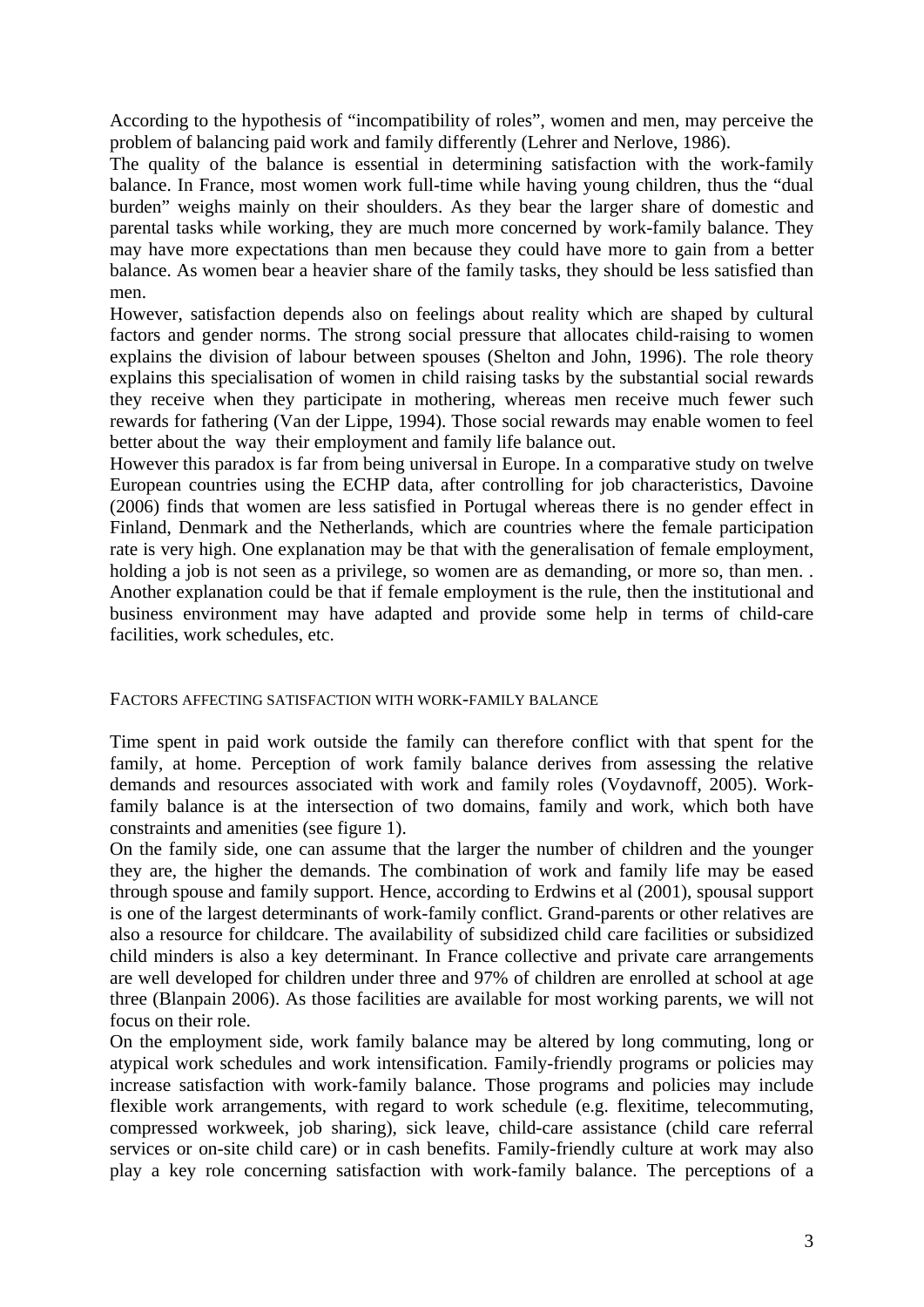According to the hypothesis of "incompatibility of roles", women and men, may perceive the problem of balancing paid work and family differently (Lehrer and Nerlove, 1986).

The quality of the balance is essential in determining satisfaction with the work-family balance. In France, most women work full-time while having young children, thus the "dual burden" weighs mainly on their shoulders. As they bear the larger share of domestic and parental tasks while working, they are much more concerned by work-family balance. They may have more expectations than men because they could have more to gain from a better balance. As women bear a heavier share of the family tasks, they should be less satisfied than men.

However, satisfaction depends also on feelings about reality which are shaped by cultural factors and gender norms. The strong social pressure that allocates child-raising to women explains the division of labour between spouses (Shelton and John, 1996). The role theory explains this specialisation of women in child raising tasks by the substantial social rewards they receive when they participate in mothering, whereas men receive much fewer such rewards for fathering (Van der Lippe, 1994). Those social rewards may enable women to feel better about the way their employment and family life balance out.

However this paradox is far from being universal in Europe. In a comparative study on twelve European countries using the ECHP data, after controlling for job characteristics, Davoine (2006) finds that women are less satisfied in Portugal whereas there is no gender effect in Finland, Denmark and the Netherlands, which are countries where the female participation rate is very high. One explanation may be that with the generalisation of female employment, holding a job is not seen as a privilege, so women are as demanding, or more so, than men. . Another explanation could be that if female employment is the rule, then the institutional and business environment may have adapted and provide some help in terms of child-care facilities, work schedules, etc.

## Factors affecting satisfaction with work-family balance

Time spent in paid work outside the family can therefore conflict with that spent for the family, at home. Perception of work family balance derives from assessing the relative demands and resources associated with work and family roles (Voydavnoff, 2005). Work-family balance is at the intersection of two domains, family and work, which both have constraints and amenities (see figure 1).

On the family side, one can assume that the larger the number of children and the younger they are, the higher the demands. The combination of work and family life may be eased through spouse and family support. Hence, according to Erdwins et al (2001), spousal support is one of the largest determinants of work-family conflict. Grand-parents or other relatives are also a resource for childcare. The availability of subsidized child care facilities or subsidized child minders is also a key determinant. In France collective and private care arrangements are well developed for children under three and 97% of children are enrolled at school at age three (Blanpain 2006). As those facilities are available for most working parents, we will not focus on their role.

On the employment side, work family balance may be altered by long commuting, long or atypical work schedules and work intensification. Family-friendly programs or policies may increase satisfaction with work-family balance. Those programs and policies may include flexible work arrangements, with regard to work schedule (e.g. flexitime, telecommuting, compressed workweek, job sharing), sick leave, child-care assistance (child care referral services or on-site child care) or in cash benefits. Family-friendly culture at work may also play a key role concerning satisfaction with work-family balance. The perceptions of a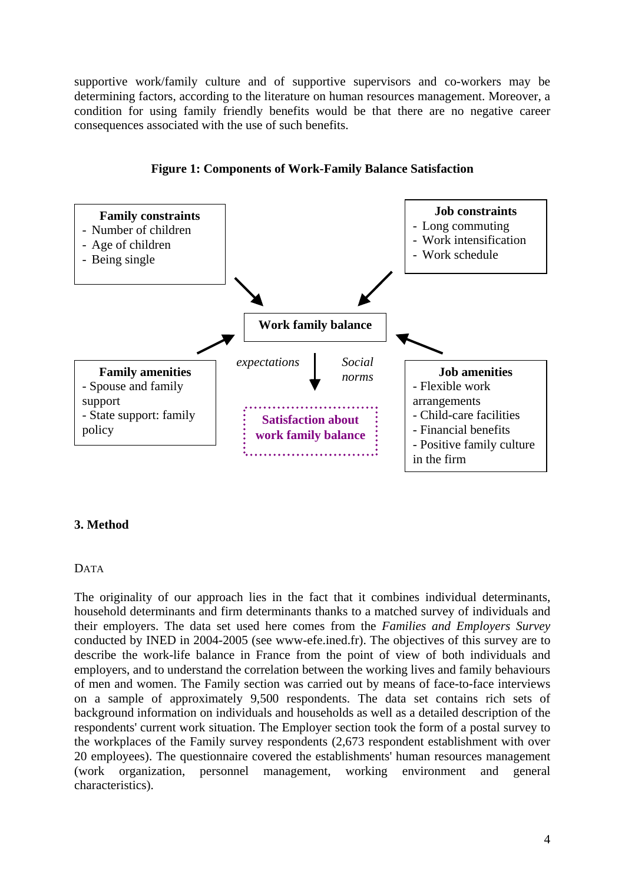supportive work/family culture and of supportive supervisors and co-workers may be determining factors, according to the literature on human resources management. Moreover, a condition for using family friendly benefits would be that there are no negative career consequences associated with the use of such benefits.

**Figure 1: Components of Work-Family Balance Satisfaction**

**Family constraints**
- Number of children
- Age of children
- Being single

**Job constraints**
- Long commuting
- Work intensification
- Work schedule

**Work family balance**

*expectations* *Social norms*

**Family amenities**
- Spouse and family support
- State support: family policy

**Satisfaction about work family balance**

**Job amenities**
- Flexible work arrangements
- Child-care facilities
- Financial benefits
- Positive family culture in the firm

## 3. Method

### DATA

The originality of our approach lies in the fact that it combines individual determinants, household determinants and firm determinants thanks to a matched survey of individuals and their employers. The data set used here comes from the *Families and Employers Survey* conducted by INED in 2004-2005 (see www-efe.ined.fr). The objectives of this survey are to describe the work-life balance in France from the point of view of both individuals and employers, and to understand the correlation between the working lives and family behaviours of men and women. The Family section was carried out by means of face-to-face interviews on a sample of approximately 9,500 respondents. The data set contains rich sets of background information on individuals and households as well as a detailed description of the respondents' current work situation. The Employer section took the form of a postal survey to the workplaces of the Family survey respondents (2,673 respondent establishment with over 20 employees). The questionnaire covered the establishments' human resources management (work organization, personnel management, working environment and general characteristics).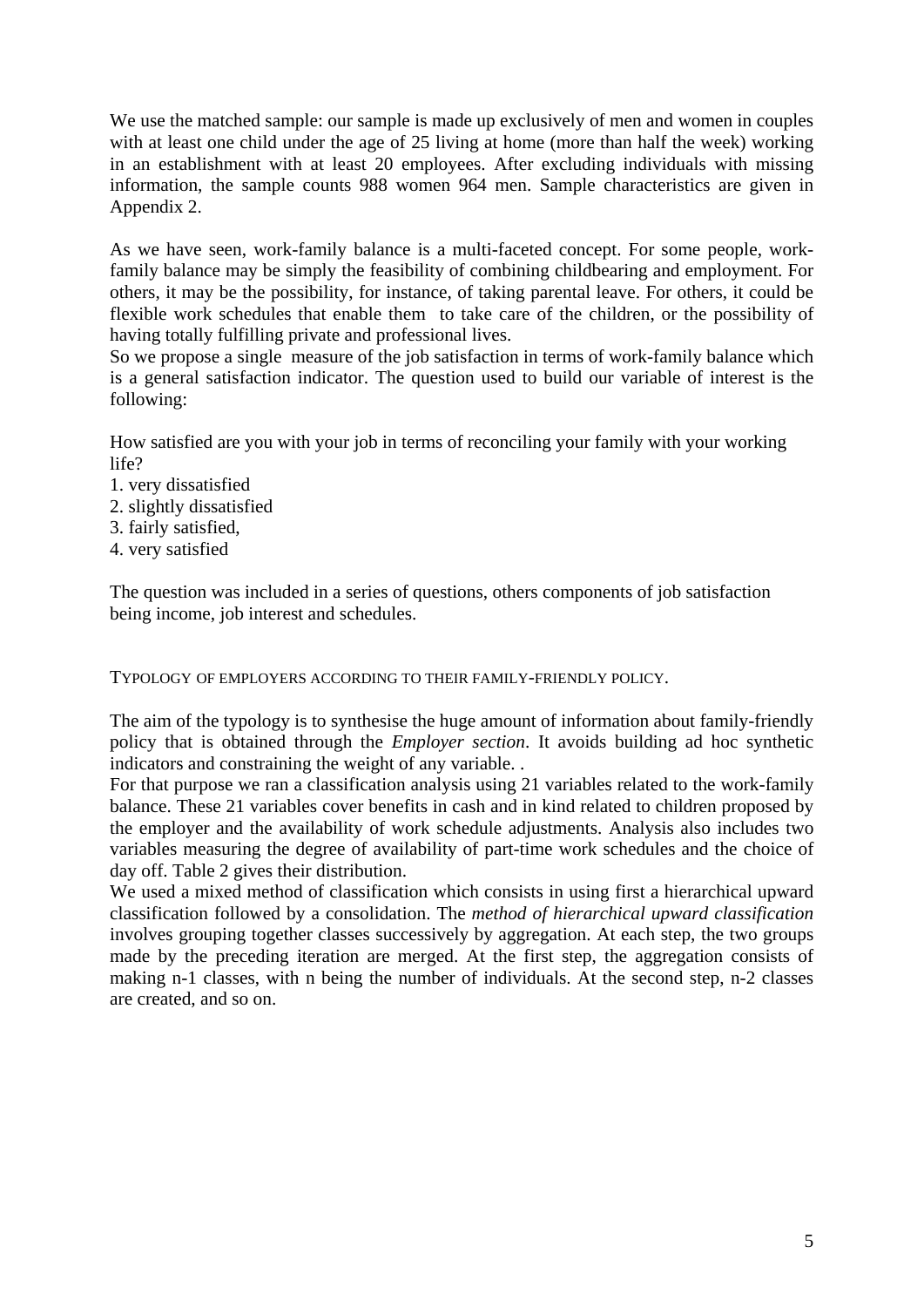We use the matched sample: our sample is made up exclusively of men and women in couples with at least one child under the age of 25 living at home (more than half the week) working in an establishment with at least 20 employees. After excluding individuals with missing information, the sample counts 988 women 964 men. Sample characteristics are given in Appendix 2.

As we have seen, work-family balance is a multi-faceted concept. For some people, work-family balance may be simply the feasibility of combining childbearing and employment. For others, it may be the possibility, for instance, of taking parental leave. For others, it could be flexible work schedules that enable them to take care of the children, or the possibility of having totally fulfilling private and professional lives.

So we propose a single measure of the job satisfaction in terms of work-family balance which is a general satisfaction indicator. The question used to build our variable of interest is the following:

How satisfied are you with your job in terms of reconciling your family with your working life?

1. very dissatisfied
2. slightly dissatisfied
3. fairly satisfied,
4. very satisfied

The question was included in a series of questions, others components of job satisfaction being income, job interest and schedules.

## TYPOLOGY OF EMPLOYERS ACCORDING TO THEIR FAMILY-FRIENDLY POLICY.

The aim of the typology is to synthesise the huge amount of information about family-friendly policy that is obtained through the *Employer section*. It avoids building ad hoc synthetic indicators and constraining the weight of any variable. .

For that purpose we ran a classification analysis using 21 variables related to the work-family balance. These 21 variables cover benefits in cash and in kind related to children proposed by the employer and the availability of work schedule adjustments. Analysis also includes two variables measuring the degree of availability of part-time work schedules and the choice of day off. Table 2 gives their distribution.

We used a mixed method of classification which consists in using first a hierarchical upward classification followed by a consolidation. The *method of hierarchical upward classification* involves grouping together classes successively by aggregation. At each step, the two groups made by the preceding iteration are merged. At the first step, the aggregation consists of making n-1 classes, with n being the number of individuals. At the second step, n-2 classes are created, and so on.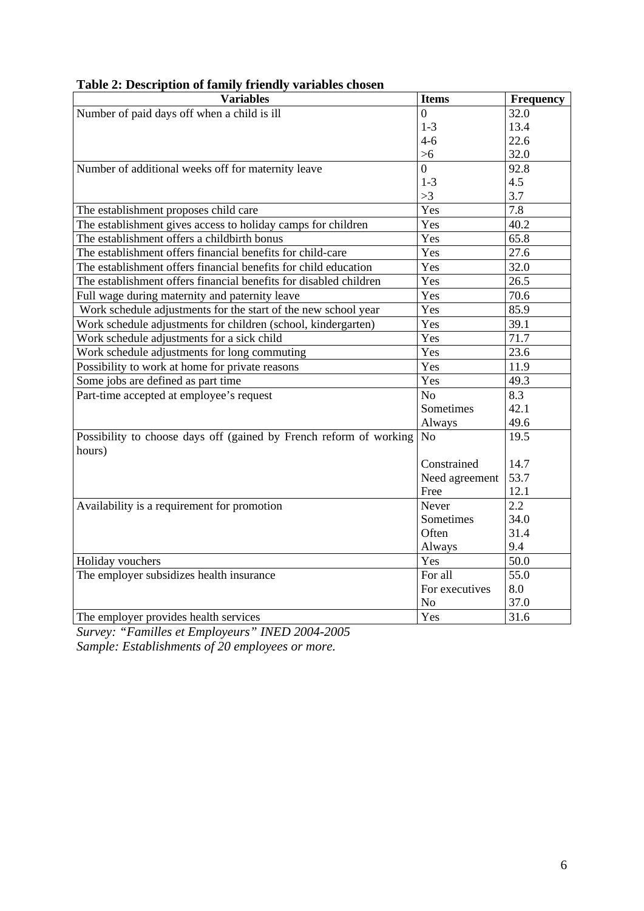**Table 2: Description of family friendly variables chosen**

| Variables | Items | Frequency |
| --- | --- | --- |
| Number of paid days off when a child is ill | 0 | 32.0 |
| | 1-3 | 13.4 |
| | 4-6 | 22.6 |
| | >6 | 32.0 |
| Number of additional weeks off for maternity leave | 0 | 92.8 |
| | 1-3 | 4.5 |
| | >3 | 3.7 |
| The establishment proposes child care | Yes | 7.8 |
| The establishment gives access to holiday camps for children | Yes | 40.2 |
| The establishment offers a childbirth bonus | Yes | 65.8 |
| The establishment offers financial benefits for child-care | Yes | 27.6 |
| The establishment offers financial benefits for child education | Yes | 32.0 |
| The establishment offers financial benefits for disabled children | Yes | 26.5 |
| Full wage during maternity and paternity leave | Yes | 70.6 |
| Work schedule adjustments for the start of the new school year | Yes | 85.9 |
| Work schedule adjustments for children (school, kindergarten) | Yes | 39.1 |
| Work schedule adjustments for a sick child | Yes | 71.7 |
| Work schedule adjustments for long commuting | Yes | 23.6 |
| Possibility to work at home for private reasons | Yes | 11.9 |
| Some jobs are defined as part time | Yes | 49.3 |
| Part-time accepted at employee's request | No | 8.3 |
| | Sometimes | 42.1 |
| | Always | 49.6 |
| Possibility to choose days off (gained by French reform of working hours) | No | 19.5 |
| | Constrained | 14.7 |
| | Need agreement | 53.7 |
| | Free | 12.1 |
| Availability is a requirement for promotion | Never | 2.2 |
| | Sometimes | 34.0 |
| | Often | 31.4 |
| | Always | 9.4 |
| Holiday vouchers | Yes | 50.0 |
| The employer subsidizes health insurance | For all | 55.0 |
| | For executives | 8.0 |
| | No | 37.0 |
| The employer provides health services | Yes | 31.6 |

*Survey: "Familles et Employeurs" INED 2004-2005*
*Sample: Establishments of 20 employees or more.*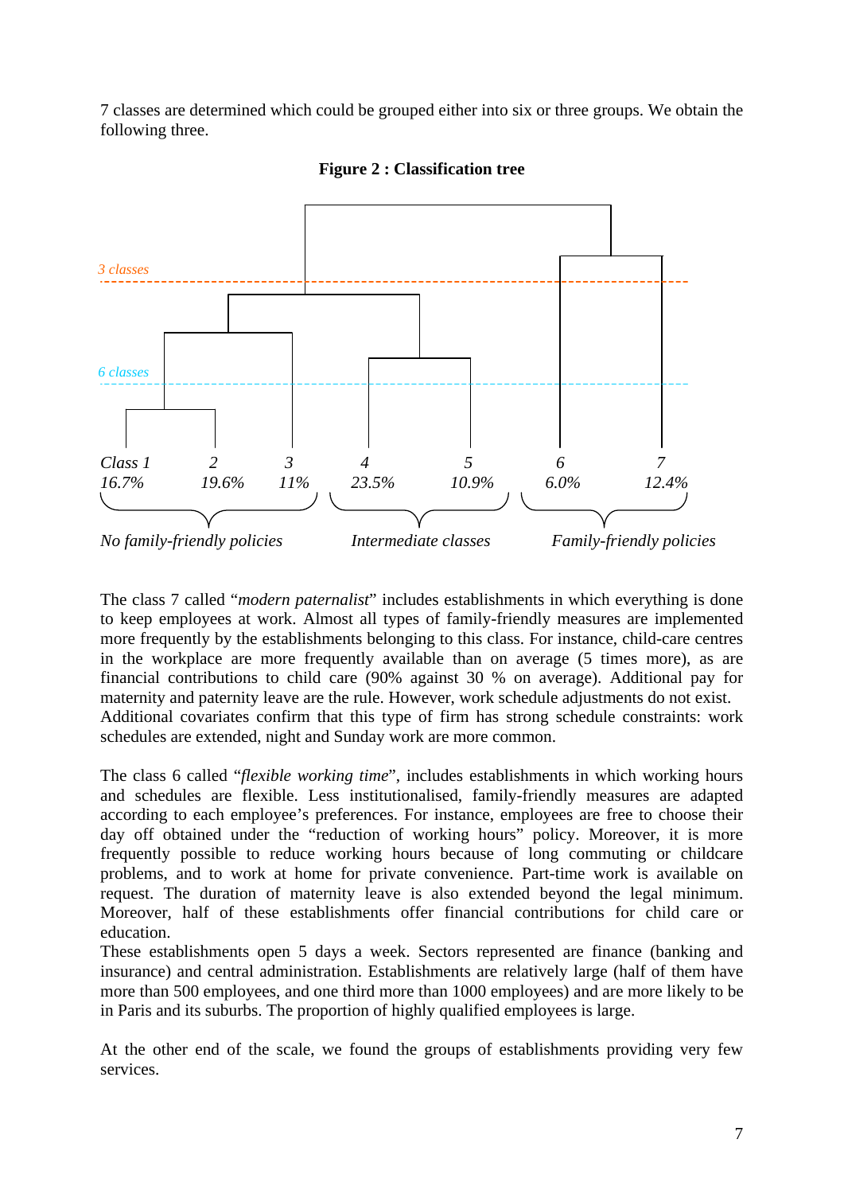7 classes are determined which could be grouped either into six or three groups. We obtain the following three.

**Figure 2 : Classification tree**

*3 classes*

*6 classes*

| *Class 1* | *2* | *3* | *4* | *5* | *6* | *7* |
|---|---|---|---|---|---|---|
| *16.7%* | *19.6%* | *11%* | *23.5%* | *10.9%* | *6.0%* | *12.4%* |

*No family-friendly policies* — *Intermediate classes* — *Family-friendly policies*

The class 7 called "*modern paternalist*" includes establishments in which everything is done to keep employees at work. Almost all types of family-friendly measures are implemented more frequently by the establishments belonging to this class. For instance, child-care centres in the workplace are more frequently available than on average (5 times more), as are financial contributions to child care (90% against 30 % on average). Additional pay for maternity and paternity leave are the rule. However, work schedule adjustments do not exist. Additional covariates confirm that this type of firm has strong schedule constraints: work schedules are extended, night and Sunday work are more common.

The class 6 called "*flexible working time*", includes establishments in which working hours and schedules are flexible. Less institutionalised, family-friendly measures are adapted according to each employee's preferences. For instance, employees are free to choose their day off obtained under the "reduction of working hours" policy. Moreover, it is more frequently possible to reduce working hours because of long commuting or childcare problems, and to work at home for private convenience. Part-time work is available on request. The duration of maternity leave is also extended beyond the legal minimum. Moreover, half of these establishments offer financial contributions for child care or education.
These establishments open 5 days a week. Sectors represented are finance (banking and insurance) and central administration. Establishments are relatively large (half of them have more than 500 employees, and one third more than 1000 employees) and are more likely to be in Paris and its suburbs. The proportion of highly qualified employees is large.

At the other end of the scale, we found the groups of establishments providing very few services.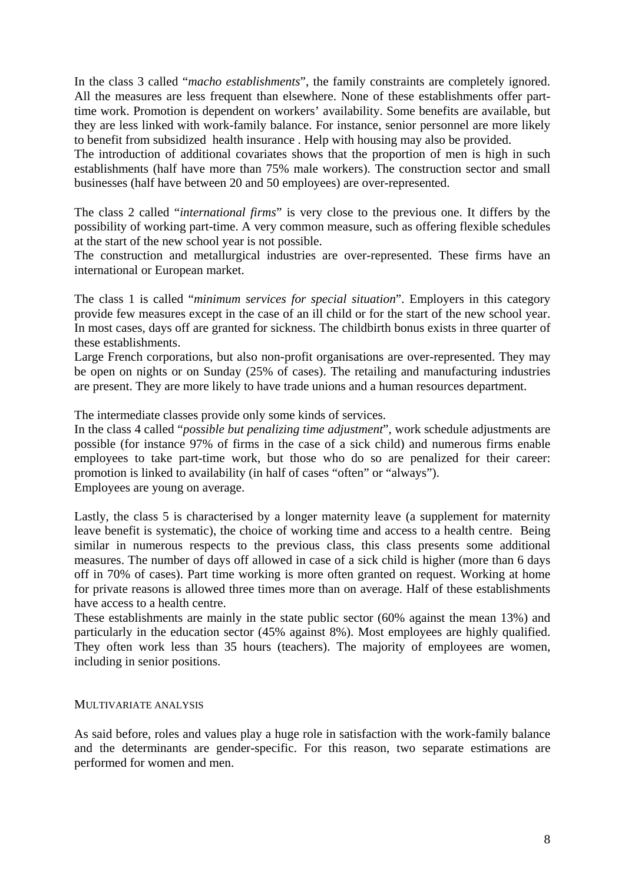In the class 3 called "*macho establishments*", the family constraints are completely ignored. All the measures are less frequent than elsewhere. None of these establishments offer part-time work. Promotion is dependent on workers' availability. Some benefits are available, but they are less linked with work-family balance. For instance, senior personnel are more likely to benefit from subsidized health insurance . Help with housing may also be provided.
The introduction of additional covariates shows that the proportion of men is high in such establishments (half have more than 75% male workers). The construction sector and small businesses (half have between 20 and 50 employees) are over-represented.

The class 2 called "*international firms*" is very close to the previous one. It differs by the possibility of working part-time. A very common measure, such as offering flexible schedules at the start of the new school year is not possible.
The construction and metallurgical industries are over-represented. These firms have an international or European market.

The class 1 is called "*minimum services for special situation*". Employers in this category provide few measures except in the case of an ill child or for the start of the new school year. In most cases, days off are granted for sickness. The childbirth bonus exists in three quarter of these establishments.
Large French corporations, but also non-profit organisations are over-represented. They may be open on nights or on Sunday (25% of cases). The retailing and manufacturing industries are present. They are more likely to have trade unions and a human resources department.

The intermediate classes provide only some kinds of services.
In the class 4 called "*possible but penalizing time adjustment*", work schedule adjustments are possible (for instance 97% of firms in the case of a sick child) and numerous firms enable employees to take part-time work, but those who do so are penalized for their career: promotion is linked to availability (in half of cases "often" or "always").
Employees are young on average.

Lastly, the class 5 is characterised by a longer maternity leave (a supplement for maternity leave benefit is systematic), the choice of working time and access to a health centre. Being similar in numerous respects to the previous class, this class presents some additional measures. The number of days off allowed in case of a sick child is higher (more than 6 days off in 70% of cases). Part time working is more often granted on request. Working at home for private reasons is allowed three times more than on average. Half of these establishments have access to a health centre.
These establishments are mainly in the state public sector (60% against the mean 13%) and particularly in the education sector (45% against 8%). Most employees are highly qualified. They often work less than 35 hours (teachers). The majority of employees are women, including in senior positions.

## MULTIVARIATE ANALYSIS

As said before, roles and values play a huge role in satisfaction with the work-family balance and the determinants are gender-specific. For this reason, two separate estimations are performed for women and men.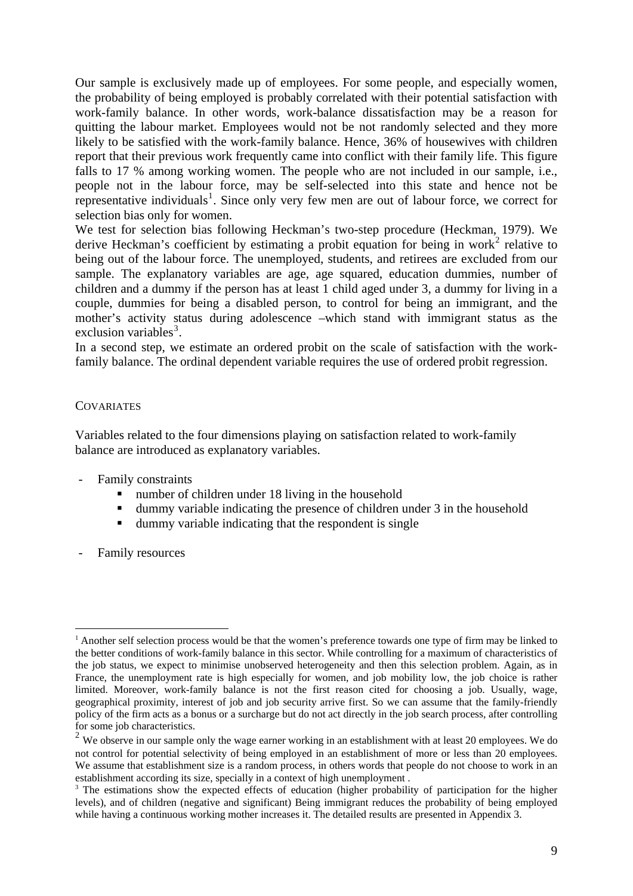Our sample is exclusively made up of employees. For some people, and especially women, the probability of being employed is probably correlated with their potential satisfaction with work-family balance. In other words, work-balance dissatisfaction may be a reason for quitting the labour market. Employees would not be not randomly selected and they more likely to be satisfied with the work-family balance. Hence, 36% of housewives with children report that their previous work frequently came into conflict with their family life. This figure falls to 17 % among working women. The people who are not included in our sample, i.e., people not in the labour force, may be self-selected into this state and hence not be representative individuals[1]. Since only very few men are out of labour force, we correct for selection bias only for women.

We test for selection bias following Heckman's two-step procedure (Heckman, 1979). We derive Heckman's coefficient by estimating a probit equation for being in work[2] relative to being out of the labour force. The unemployed, students, and retirees are excluded from our sample. The explanatory variables are age, age squared, education dummies, number of children and a dummy if the person has at least 1 child aged under 3, a dummy for living in a couple, dummies for being a disabled person, to control for being an immigrant, and the mother's activity status during adolescence –which stand with immigrant status as the exclusion variables[3].

In a second step, we estimate an ordered probit on the scale of satisfaction with the work-family balance. The ordinal dependent variable requires the use of ordered probit regression.

### COVARIATES

Variables related to the four dimensions playing on satisfaction related to work-family balance are introduced as explanatory variables.

- Family constraints
  - number of children under 18 living in the household
  - dummy variable indicating the presence of children under 3 in the household
  - dummy variable indicating that the respondent is single
- Family resources

---

[1] Another self selection process would be that the women's preference towards one type of firm may be linked to the better conditions of work-family balance in this sector. While controlling for a maximum of characteristics of the job status, we expect to minimise unobserved heterogeneity and then this selection problem. Again, as in France, the unemployment rate is high especially for women, and job mobility low, the job choice is rather limited. Moreover, work-family balance is not the first reason cited for choosing a job. Usually, wage, geographical proximity, interest of job and job security arrive first. So we can assume that the family-friendly policy of the firm acts as a bonus or a surcharge but do not act directly in the job search process, after controlling for some job characteristics.

[2] We observe in our sample only the wage earner working in an establishment with at least 20 employees. We do not control for potential selectivity of being employed in an establishment of more or less than 20 employees. We assume that establishment size is a random process, in others words that people do not choose to work in an establishment according its size, specially in a context of high unemployment .

[3] The estimations show the expected effects of education (higher probability of participation for the higher levels), and of children (negative and significant) Being immigrant reduces the probability of being employed while having a continuous working mother increases it. The detailed results are presented in Appendix 3.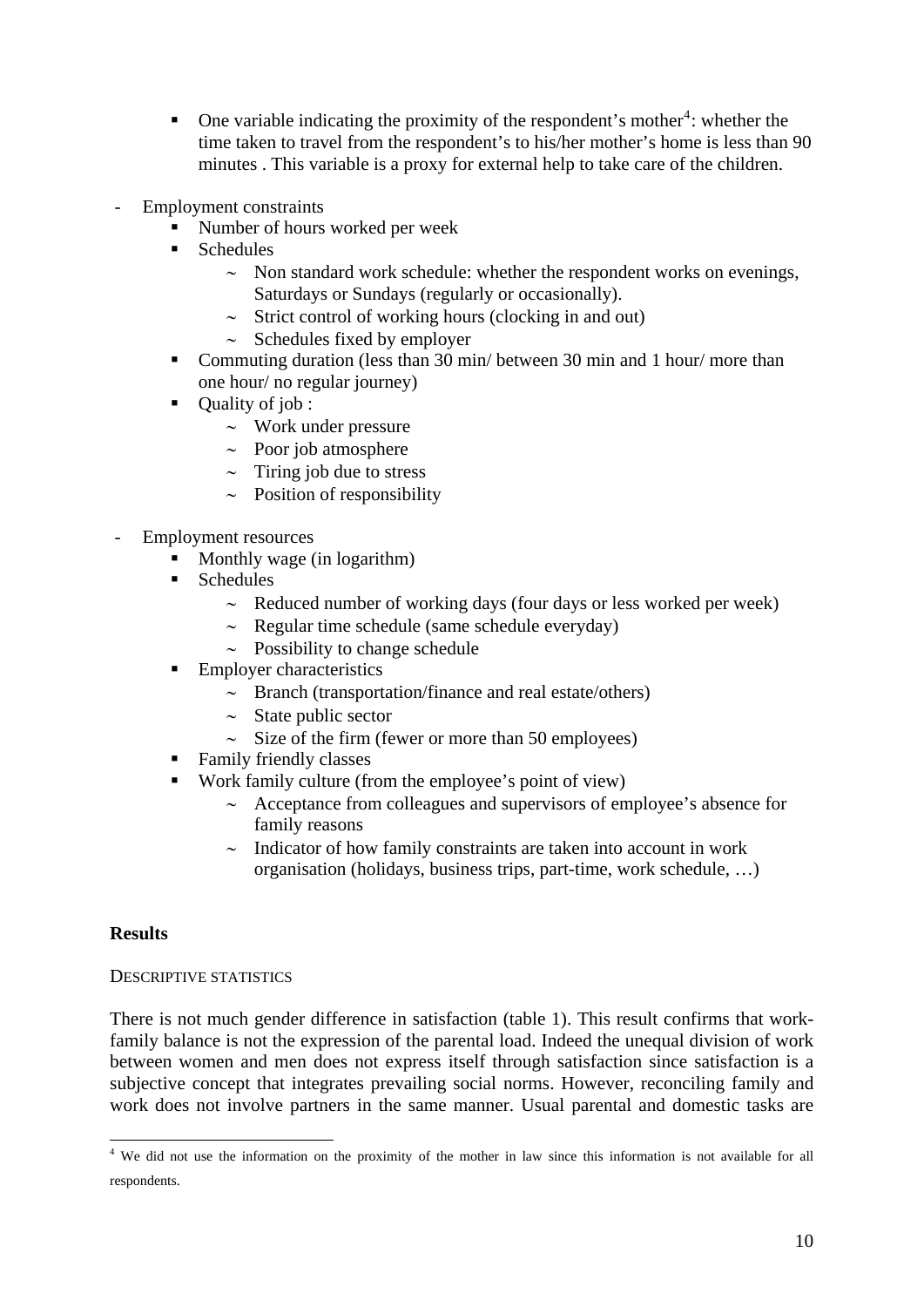- One variable indicating the proximity of the respondent's mother[4]: whether the time taken to travel from the respondent's to his/her mother's home is less than 90 minutes . This variable is a proxy for external help to take care of the children.

- Employment constraints
  - Number of hours worked per week
  - Schedules
    - ~ Non standard work schedule: whether the respondent works on evenings, Saturdays or Sundays (regularly or occasionally).
    - ~ Strict control of working hours (clocking in and out)
    - ~ Schedules fixed by employer
  - Commuting duration (less than 30 min/ between 30 min and 1 hour/ more than one hour/ no regular journey)
  - Quality of job :
    - ~ Work under pressure
    - ~ Poor job atmosphere
    - ~ Tiring job due to stress
    - ~ Position of responsibility

- Employment resources
  - Monthly wage (in logarithm)
  - Schedules
    - ~ Reduced number of working days (four days or less worked per week)
    - ~ Regular time schedule (same schedule everyday)
    - ~ Possibility to change schedule
  - Employer characteristics
    - ~ Branch (transportation/finance and real estate/others)
    - ~ State public sector
    - ~ Size of the firm (fewer or more than 50 employees)
  - Family friendly classes
  - Work family culture (from the employee's point of view)
    - ~ Acceptance from colleagues and supervisors of employee's absence for family reasons
    - ~ Indicator of how family constraints are taken into account in work organisation (holidays, business trips, part-time, work schedule, …)

## Results

### DESCRIPTIVE STATISTICS

There is not much gender difference in satisfaction (table 1). This result confirms that work-family balance is not the expression of the parental load. Indeed the unequal division of work between women and men does not express itself through satisfaction since satisfaction is a subjective concept that integrates prevailing social norms. However, reconciling family and work does not involve partners in the same manner. Usual parental and domestic tasks are

[4] We did not use the information on the proximity of the mother in law since this information is not available for all respondents.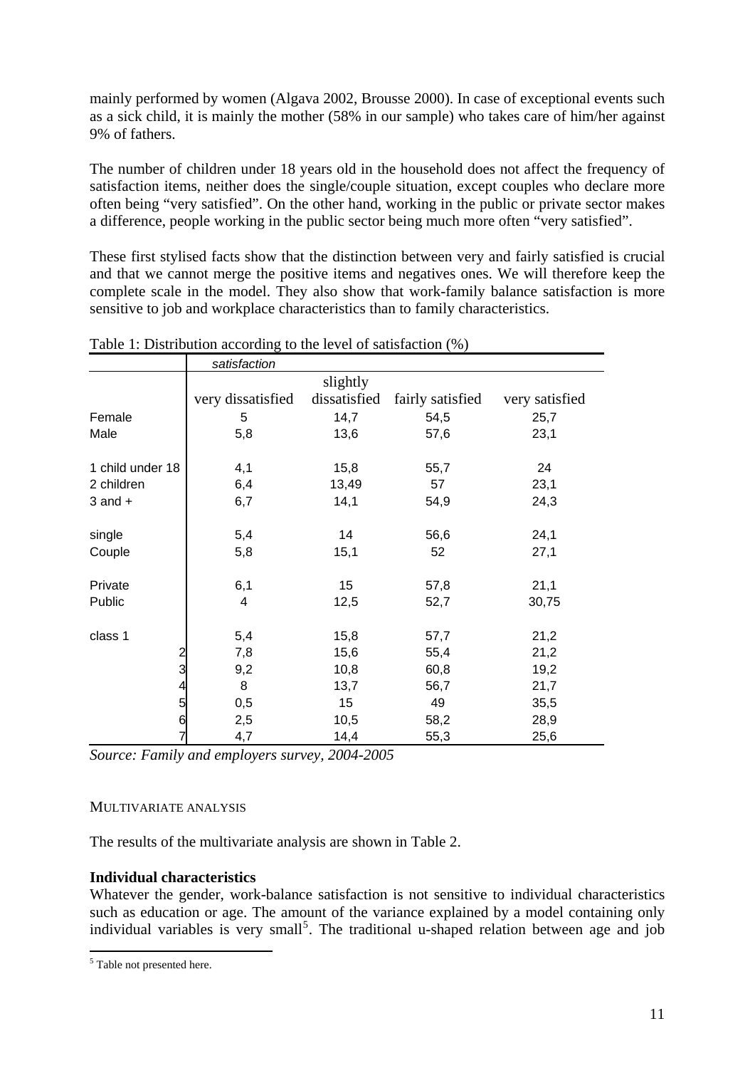mainly performed by women (Algava 2002, Brousse 2000). In case of exceptional events such as a sick child, it is mainly the mother (58% in our sample) who takes care of him/her against 9% of fathers.

The number of children under 18 years old in the household does not affect the frequency of satisfaction items, neither does the single/couple situation, except couples who declare more often being "very satisfied". On the other hand, working in the public or private sector makes a difference, people working in the public sector being much more often "very satisfied".

These first stylised facts show that the distinction between very and fairly satisfied is crucial and that we cannot merge the positive items and negatives ones. We will therefore keep the complete scale in the model. They also show that work-family balance satisfaction is more sensitive to job and workplace characteristics than to family characteristics.

Table 1: Distribution according to the level of satisfaction (%)

| | *satisfaction* | | | |
|---|---|---|---|---|
| | very dissatisfied | slightly dissatisfied | fairly satisfied | very satisfied |
| Female | 5 | 14,7 | 54,5 | 25,7 |
| Male | 5,8 | 13,6 | 57,6 | 23,1 |
| 1 child under 18 | 4,1 | 15,8 | 55,7 | 24 |
| 2 children | 6,4 | 13,49 | 57 | 23,1 |
| 3 and + | 6,7 | 14,1 | 54,9 | 24,3 |
| single | 5,4 | 14 | 56,6 | 24,1 |
| Couple | 5,8 | 15,1 | 52 | 27,1 |
| Private | 6,1 | 15 | 57,8 | 21,1 |
| Public | 4 | 12,5 | 52,7 | 30,75 |
| class 1 | 5,4 | 15,8 | 57,7 | 21,2 |
| 2 | 7,8 | 15,6 | 55,4 | 21,2 |
| 3 | 9,2 | 10,8 | 60,8 | 19,2 |
| 4 | 8 | 13,7 | 56,7 | 21,7 |
| 5 | 0,5 | 15 | 49 | 35,5 |
| 6 | 2,5 | 10,5 | 58,2 | 28,9 |
| 7 | 4,7 | 14,4 | 55,3 | 25,6 |

*Source: Family and employers survey, 2004-2005*

MULTIVARIATE ANALYSIS

The results of the multivariate analysis are shown in Table 2.

**Individual characteristics**

Whatever the gender, work-balance satisfaction is not sensitive to individual characteristics such as education or age. The amount of the variance explained by a model containing only individual variables is very small[5]. The traditional u-shaped relation between age and job

[5] Table not presented here.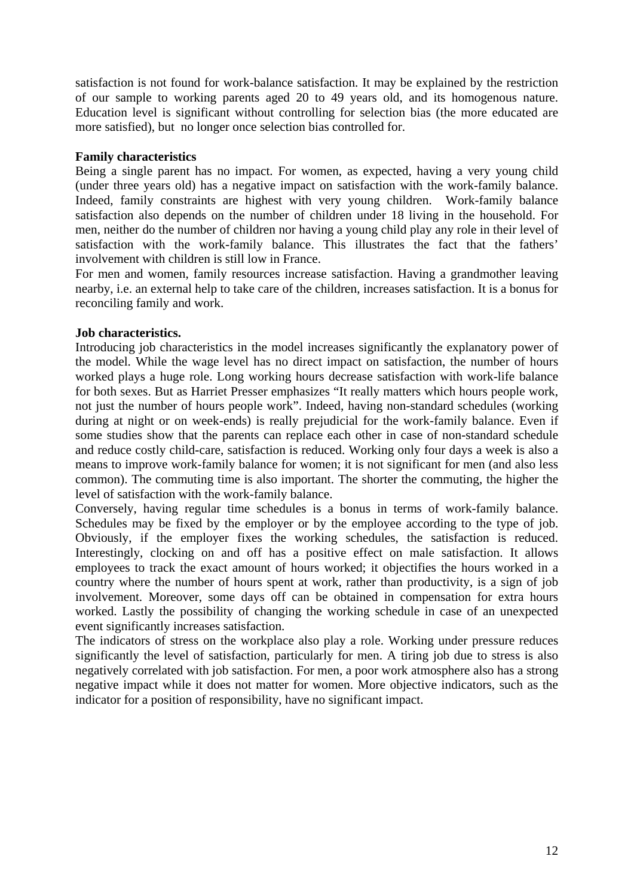satisfaction is not found for work-balance satisfaction. It may be explained by the restriction of our sample to working parents aged 20 to 49 years old, and its homogenous nature. Education level is significant without controlling for selection bias (the more educated are more satisfied), but no longer once selection bias controlled for.

**Family characteristics**

Being a single parent has no impact. For women, as expected, having a very young child (under three years old) has a negative impact on satisfaction with the work-family balance. Indeed, family constraints are highest with very young children. Work-family balance satisfaction also depends on the number of children under 18 living in the household. For men, neither do the number of children nor having a young child play any role in their level of satisfaction with the work-family balance. This illustrates the fact that the fathers' involvement with children is still low in France.

For men and women, family resources increase satisfaction. Having a grandmother leaving nearby, i.e. an external help to take care of the children, increases satisfaction. It is a bonus for reconciling family and work.

**Job characteristics.**

Introducing job characteristics in the model increases significantly the explanatory power of the model. While the wage level has no direct impact on satisfaction, the number of hours worked plays a huge role. Long working hours decrease satisfaction with work-life balance for both sexes. But as Harriet Presser emphasizes "It really matters which hours people work, not just the number of hours people work". Indeed, having non-standard schedules (working during at night or on week-ends) is really prejudicial for the work-family balance. Even if some studies show that the parents can replace each other in case of non-standard schedule and reduce costly child-care, satisfaction is reduced. Working only four days a week is also a means to improve work-family balance for women; it is not significant for men (and also less common). The commuting time is also important. The shorter the commuting, the higher the level of satisfaction with the work-family balance.

Conversely, having regular time schedules is a bonus in terms of work-family balance. Schedules may be fixed by the employer or by the employee according to the type of job. Obviously, if the employer fixes the working schedules, the satisfaction is reduced. Interestingly, clocking on and off has a positive effect on male satisfaction. It allows employees to track the exact amount of hours worked; it objectifies the hours worked in a country where the number of hours spent at work, rather than productivity, is a sign of job involvement. Moreover, some days off can be obtained in compensation for extra hours worked. Lastly the possibility of changing the working schedule in case of an unexpected event significantly increases satisfaction.

The indicators of stress on the workplace also play a role. Working under pressure reduces significantly the level of satisfaction, particularly for men. A tiring job due to stress is also negatively correlated with job satisfaction. For men, a poor work atmosphere also has a strong negative impact while it does not matter for women. More objective indicators, such as the indicator for a position of responsibility, have no significant impact.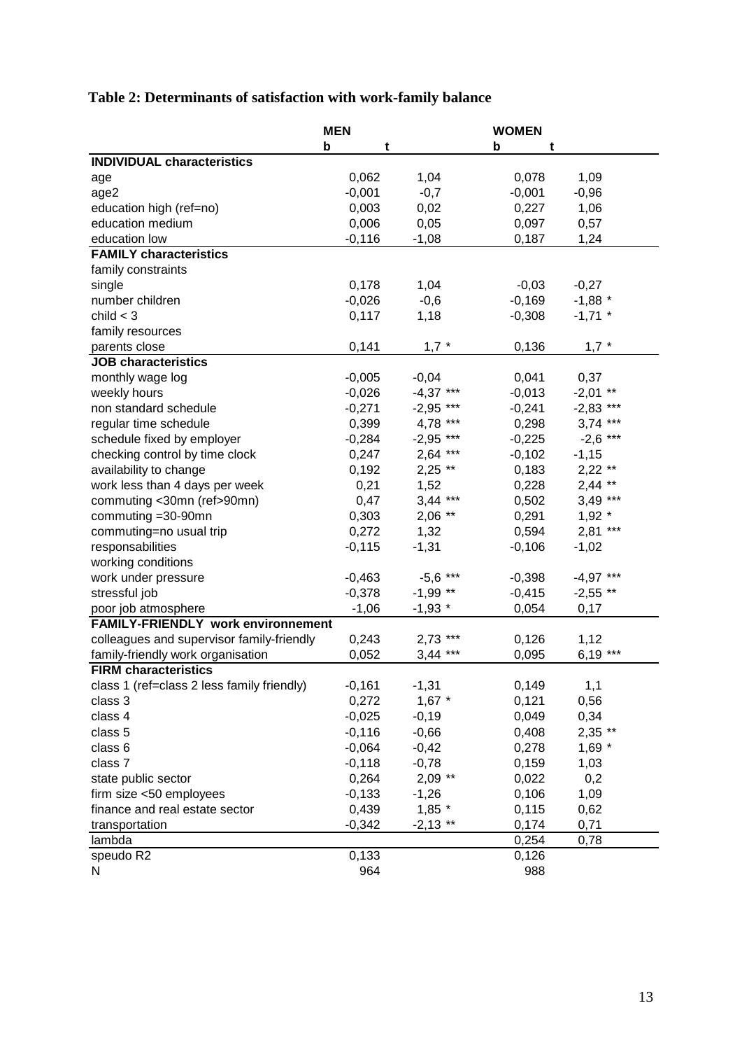**Table 2: Determinants of satisfaction with work-family balance**

| | MEN | | WOMEN | |
|---|---|---|---|---|
| | b | t | b | t |
| **INDIVIDUAL characteristics** | | | | |
| age | 0,062 | 1,04 | 0,078 | 1,09 |
| age2 | -0,001 | -0,7 | -0,001 | -0,96 |
| education high (ref=no) | 0,003 | 0,02 | 0,227 | 1,06 |
| education medium | 0,006 | 0,05 | 0,097 | 0,57 |
| education low | -0,116 | -1,08 | 0,187 | 1,24 |
| **FAMILY characteristics** | | | | |
| family constraints | | | | |
| single | 0,178 | 1,04 | -0,03 | -0,27 |
| number children | -0,026 | -0,6 | -0,169 | -1,88 * |
| child < 3 | 0,117 | 1,18 | -0,308 | -1,71 * |
| family resources | | | | |
| parents close | 0,141 | 1,7 * | 0,136 | 1,7 * |
| **JOB characteristics** | | | | |
| monthly wage log | -0,005 | -0,04 | 0,041 | 0,37 |
| weekly hours | -0,026 | -4,37 *** | -0,013 | -2,01 ** |
| non standard schedule | -0,271 | -2,95 *** | -0,241 | -2,83 *** |
| regular time schedule | 0,399 | 4,78 *** | 0,298 | 3,74 *** |
| schedule fixed by employer | -0,284 | -2,95 *** | -0,225 | -2,6 *** |
| checking control by time clock | 0,247 | 2,64 *** | -0,102 | -1,15 |
| availability to change | 0,192 | 2,25 ** | 0,183 | 2,22 ** |
| work less than 4 days per week | 0,21 | 1,52 | 0,228 | 2,44 ** |
| commuting <30mn (ref>90mn) | 0,47 | 3,44 *** | 0,502 | 3,49 *** |
| commuting =30-90mn | 0,303 | 2,06 ** | 0,291 | 1,92 * |
| commuting=no usual trip | 0,272 | 1,32 | 0,594 | 2,81 *** |
| responsabilities | -0,115 | -1,31 | -0,106 | -1,02 |
| working conditions | | | | |
| work under pressure | -0,463 | -5,6 *** | -0,398 | -4,97 *** |
| stressful job | -0,378 | -1,99 ** | -0,415 | -2,55 ** |
| poor job atmosphere | -1,06 | -1,93 * | 0,054 | 0,17 |
| **FAMILY-FRIENDLY work environnement** | | | | |
| colleagues and supervisor family-friendly | 0,243 | 2,73 *** | 0,126 | 1,12 |
| family-friendly work organisation | 0,052 | 3,44 *** | 0,095 | 6,19 *** |
| **FIRM characteristics** | | | | |
| class 1 (ref=class 2 less family friendly) | -0,161 | -1,31 | 0,149 | 1,1 |
| class 3 | 0,272 | 1,67 * | 0,121 | 0,56 |
| class 4 | -0,025 | -0,19 | 0,049 | 0,34 |
| class 5 | -0,116 | -0,66 | 0,408 | 2,35 ** |
| class 6 | -0,064 | -0,42 | 0,278 | 1,69 * |
| class 7 | -0,118 | -0,78 | 0,159 | 1,03 |
| state public sector | 0,264 | 2,09 ** | 0,022 | 0,2 |
| firm size <50 employees | -0,133 | -1,26 | 0,106 | 1,09 |
| finance and real estate sector | 0,439 | 1,85 * | 0,115 | 0,62 |
| transportation | -0,342 | -2,13 ** | 0,174 | 0,71 |
| lambda | | | 0,254 | 0,78 |
| speudo R2 | 0,133 | | 0,126 | |
| N | 964 | | 988 | |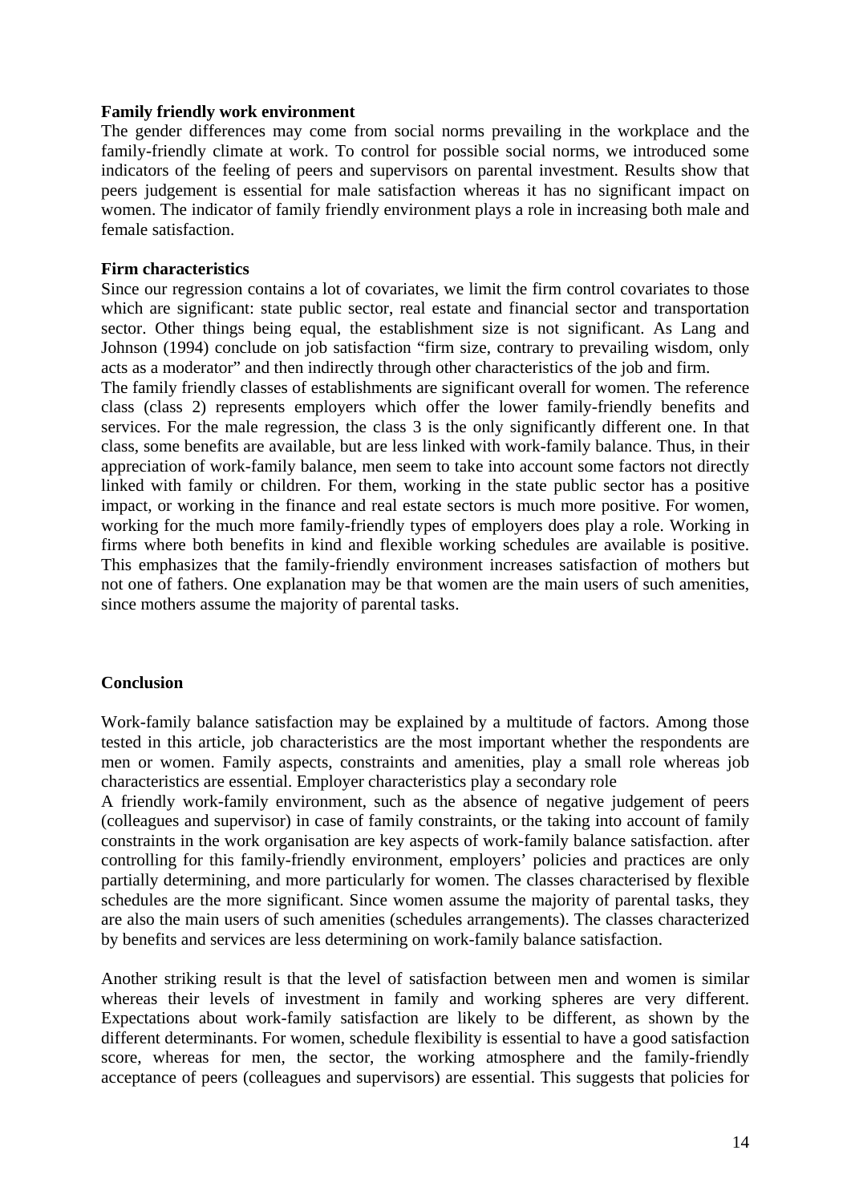**Family friendly work environment**

The gender differences may come from social norms prevailing in the workplace and the family-friendly climate at work. To control for possible social norms, we introduced some indicators of the feeling of peers and supervisors on parental investment. Results show that peers judgement is essential for male satisfaction whereas it has no significant impact on women. The indicator of family friendly environment plays a role in increasing both male and female satisfaction.

**Firm characteristics**

Since our regression contains a lot of covariates, we limit the firm control covariates to those which are significant: state public sector, real estate and financial sector and transportation sector. Other things being equal, the establishment size is not significant. As Lang and Johnson (1994) conclude on job satisfaction "firm size, contrary to prevailing wisdom, only acts as a moderator" and then indirectly through other characteristics of the job and firm.

The family friendly classes of establishments are significant overall for women. The reference class (class 2) represents employers which offer the lower family-friendly benefits and services. For the male regression, the class 3 is the only significantly different one. In that class, some benefits are available, but are less linked with work-family balance. Thus, in their appreciation of work-family balance, men seem to take into account some factors not directly linked with family or children. For them, working in the state public sector has a positive impact, or working in the finance and real estate sectors is much more positive. For women, working for the much more family-friendly types of employers does play a role. Working in firms where both benefits in kind and flexible working schedules are available is positive. This emphasizes that the family-friendly environment increases satisfaction of mothers but not one of fathers. One explanation may be that women are the main users of such amenities, since mothers assume the majority of parental tasks.

**Conclusion**

Work-family balance satisfaction may be explained by a multitude of factors. Among those tested in this article, job characteristics are the most important whether the respondents are men or women. Family aspects, constraints and amenities, play a small role whereas job characteristics are essential. Employer characteristics play a secondary role

A friendly work-family environment, such as the absence of negative judgement of peers (colleagues and supervisor) in case of family constraints, or the taking into account of family constraints in the work organisation are key aspects of work-family balance satisfaction. after controlling for this family-friendly environment, employers' policies and practices are only partially determining, and more particularly for women. The classes characterised by flexible schedules are the more significant. Since women assume the majority of parental tasks, they are also the main users of such amenities (schedules arrangements). The classes characterized by benefits and services are less determining on work-family balance satisfaction.

Another striking result is that the level of satisfaction between men and women is similar whereas their levels of investment in family and working spheres are very different. Expectations about work-family satisfaction are likely to be different, as shown by the different determinants. For women, schedule flexibility is essential to have a good satisfaction score, whereas for men, the sector, the working atmosphere and the family-friendly acceptance of peers (colleagues and supervisors) are essential. This suggests that policies for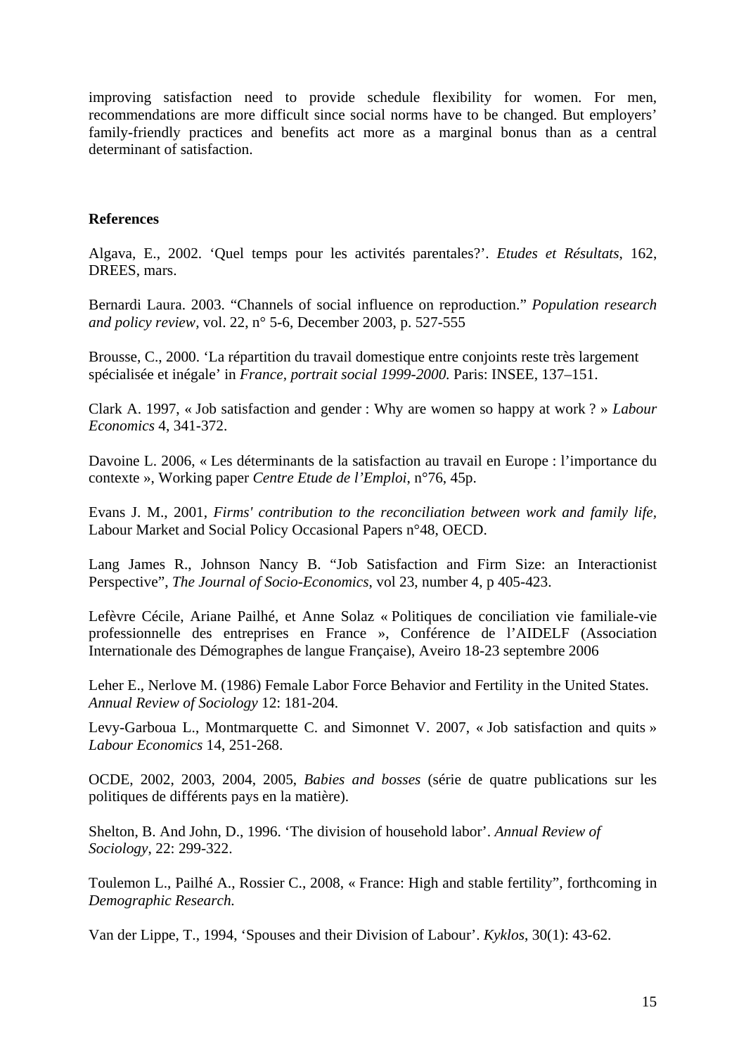improving satisfaction need to provide schedule flexibility for women. For men, recommendations are more difficult since social norms have to be changed. But employers' family-friendly practices and benefits act more as a marginal bonus than as a central determinant of satisfaction.

## References

Algava, E., 2002. 'Quel temps pour les activités parentales?'. *Etudes et Résultats*, 162, DREES, mars.

Bernardi Laura. 2003. "Channels of social influence on reproduction." *Population research and policy review*, vol. 22, n° 5-6, December 2003, p. 527-555

Brousse, C., 2000. 'La répartition du travail domestique entre conjoints reste très largement spécialisée et inégale' in *France, portrait social 1999-2000*. Paris: INSEE, 137–151.

Clark A. 1997, « Job satisfaction and gender : Why are women so happy at work ? » *Labour Economics* 4, 341-372.

Davoine L. 2006, « Les déterminants de la satisfaction au travail en Europe : l'importance du contexte », Working paper *Centre Etude de l'Emploi*, n°76, 45p.

Evans J. M., 2001, *Firms' contribution to the reconciliation between work and family life*, Labour Market and Social Policy Occasional Papers n°48, OECD.

Lang James R., Johnson Nancy B. "Job Satisfaction and Firm Size: an Interactionist Perspective", *The Journal of Socio-Economics*, vol 23, number 4, p 405-423.

Lefèvre Cécile, Ariane Pailhé, et Anne Solaz « Politiques de conciliation vie familiale-vie professionnelle des entreprises en France », Conférence de l'AIDELF (Association Internationale des Démographes de langue Française), Aveiro 18-23 septembre 2006

Leher E., Nerlove M. (1986) Female Labor Force Behavior and Fertility in the United States. *Annual Review of Sociology* 12: 181-204.

Levy-Garboua L., Montmarquette C. and Simonnet V. 2007, « Job satisfaction and quits » *Labour Economics* 14, 251-268.

OCDE, 2002, 2003, 2004, 2005, *Babies and bosses* (série de quatre publications sur les politiques de différents pays en la matière).

Shelton, B. And John, D., 1996. 'The division of household labor'. *Annual Review of Sociology*, 22: 299-322.

Toulemon L., Pailhé A., Rossier C., 2008, « France: High and stable fertility", forthcoming in *Demographic Research*.

Van der Lippe, T., 1994, 'Spouses and their Division of Labour'. *Kyklos*, 30(1): 43-62.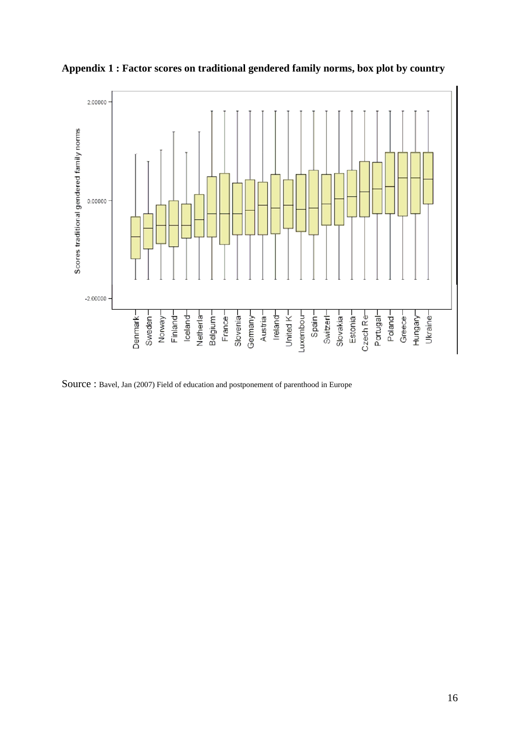**Appendix 1 : Factor scores on traditional gendered family norms, box plot by country**

Source : Bavel, Jan (2007) Field of education and postponement of parenthood in Europe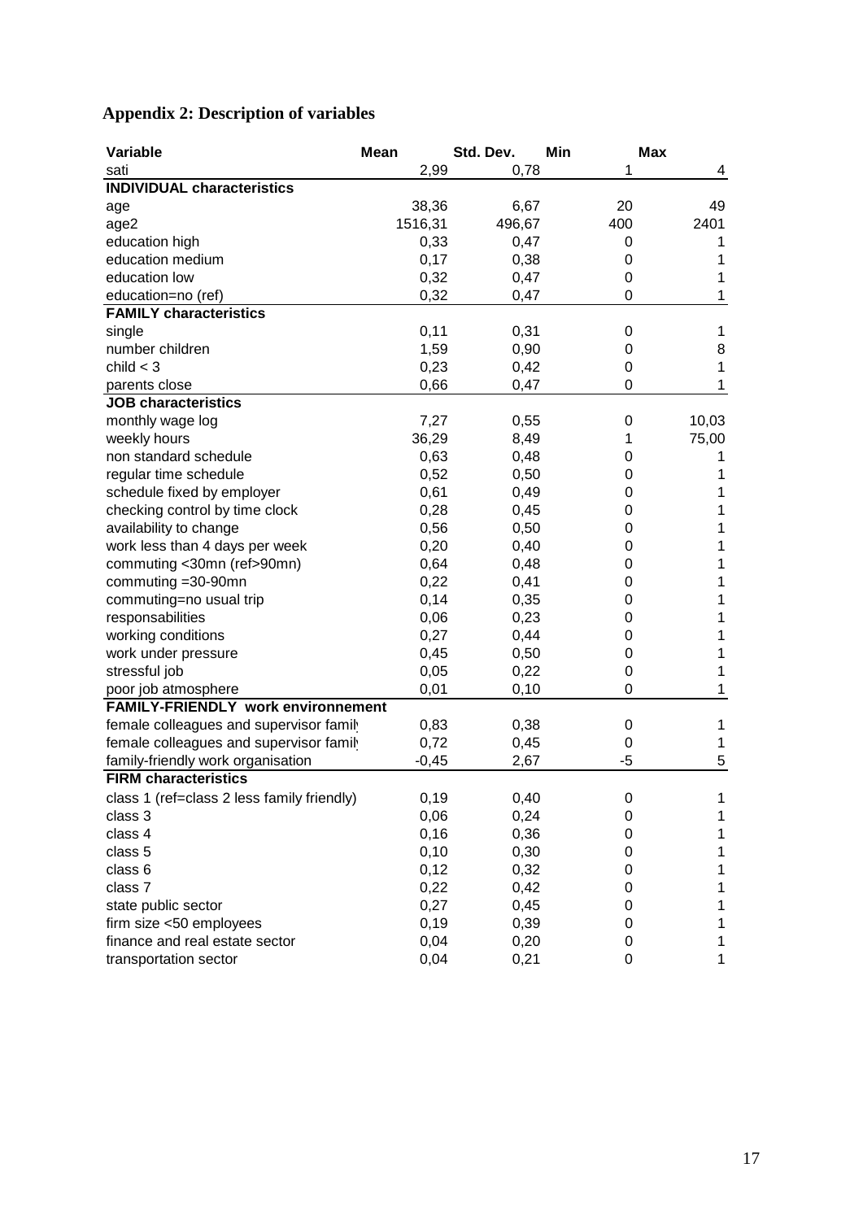## Appendix 2: Description of variables

| Variable | Mean | Std. Dev. | Min | Max |
|---|---|---|---|---|
| sati | 2,99 | 0,78 | 1 | 4 |
| **INDIVIDUAL characteristics** | | | | |
| age | 38,36 | 6,67 | 20 | 49 |
| age2 | 1516,31 | 496,67 | 400 | 2401 |
| education high | 0,33 | 0,47 | 0 | 1 |
| education medium | 0,17 | 0,38 | 0 | 1 |
| education low | 0,32 | 0,47 | 0 | 1 |
| education=no (ref) | 0,32 | 0,47 | 0 | 1 |
| **FAMILY characteristics** | | | | |
| single | 0,11 | 0,31 | 0 | 1 |
| number children | 1,59 | 0,90 | 0 | 8 |
| child < 3 | 0,23 | 0,42 | 0 | 1 |
| parents close | 0,66 | 0,47 | 0 | 1 |
| **JOB characteristics** | | | | |
| monthly wage log | 7,27 | 0,55 | 0 | 10,03 |
| weekly hours | 36,29 | 8,49 | 1 | 75,00 |
| non standard schedule | 0,63 | 0,48 | 0 | 1 |
| regular time schedule | 0,52 | 0,50 | 0 | 1 |
| schedule fixed by employer | 0,61 | 0,49 | 0 | 1 |
| checking control by time clock | 0,28 | 0,45 | 0 | 1 |
| availability to change | 0,56 | 0,50 | 0 | 1 |
| work less than 4 days per week | 0,20 | 0,40 | 0 | 1 |
| commuting <30mn (ref>90mn) | 0,64 | 0,48 | 0 | 1 |
| commuting =30-90mn | 0,22 | 0,41 | 0 | 1 |
| commuting=no usual trip | 0,14 | 0,35 | 0 | 1 |
| responsabilities | 0,06 | 0,23 | 0 | 1 |
| working conditions | 0,27 | 0,44 | 0 | 1 |
| work under pressure | 0,45 | 0,50 | 0 | 1 |
| stressful job | 0,05 | 0,22 | 0 | 1 |
| poor job atmosphere | 0,01 | 0,10 | 0 | 1 |
| **FAMILY-FRIENDLY work environnement** | | | | |
| female colleagues and supervisor famil | 0,83 | 0,38 | 0 | 1 |
| female colleagues and supervisor famil | 0,72 | 0,45 | 0 | 1 |
| family-friendly work organisation | -0,45 | 2,67 | -5 | 5 |
| **FIRM characteristics** | | | | |
| class 1 (ref=class 2 less family friendly) | 0,19 | 0,40 | 0 | 1 |
| class 3 | 0,06 | 0,24 | 0 | 1 |
| class 4 | 0,16 | 0,36 | 0 | 1 |
| class 5 | 0,10 | 0,30 | 0 | 1 |
| class 6 | 0,12 | 0,32 | 0 | 1 |
| class 7 | 0,22 | 0,42 | 0 | 1 |
| state public sector | 0,27 | 0,45 | 0 | 1 |
| firm size <50 employees | 0,19 | 0,39 | 0 | 1 |
| finance and real estate sector | 0,04 | 0,20 | 0 | 1 |
| transportation sector | 0,04 | 0,21 | 0 | 1 |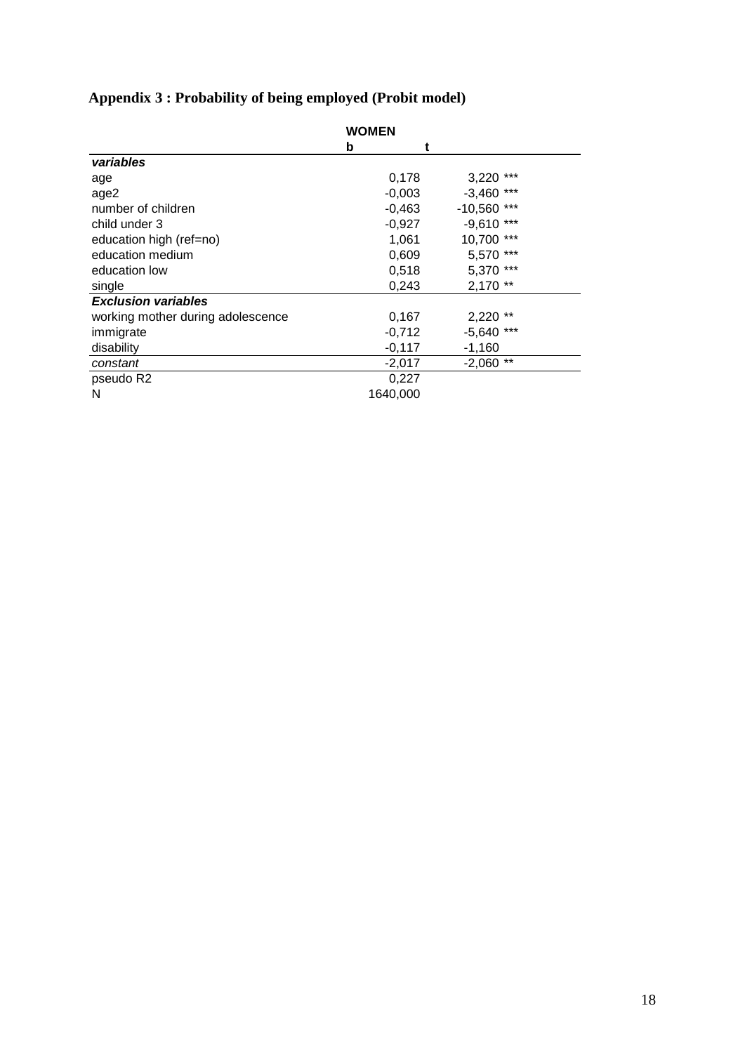## Appendix 3 : Probability of being employed (Probit model)

| | WOMEN | | |
|---|---|---|---|
| | b | t | |
| ***variables*** | | | |
| age | 0,178 | 3,220 | *** |
| age2 | -0,003 | -3,460 | *** |
| number of children | -0,463 | -10,560 | *** |
| child under 3 | -0,927 | -9,610 | *** |
| education high (ref=no) | 1,061 | 10,700 | *** |
| education medium | 0,609 | 5,570 | *** |
| education low | 0,518 | 5,370 | *** |
| single | 0,243 | 2,170 | ** |
| ***Exclusion variables*** | | | |
| working mother during adolescence | 0,167 | 2,220 | ** |
| immigrate | -0,712 | -5,640 | *** |
| disability | -0,117 | -1,160 | |
| *constant* | -2,017 | -2,060 | ** |
| pseudo R2 | 0,227 | | |
| N | 1640,000 | | |